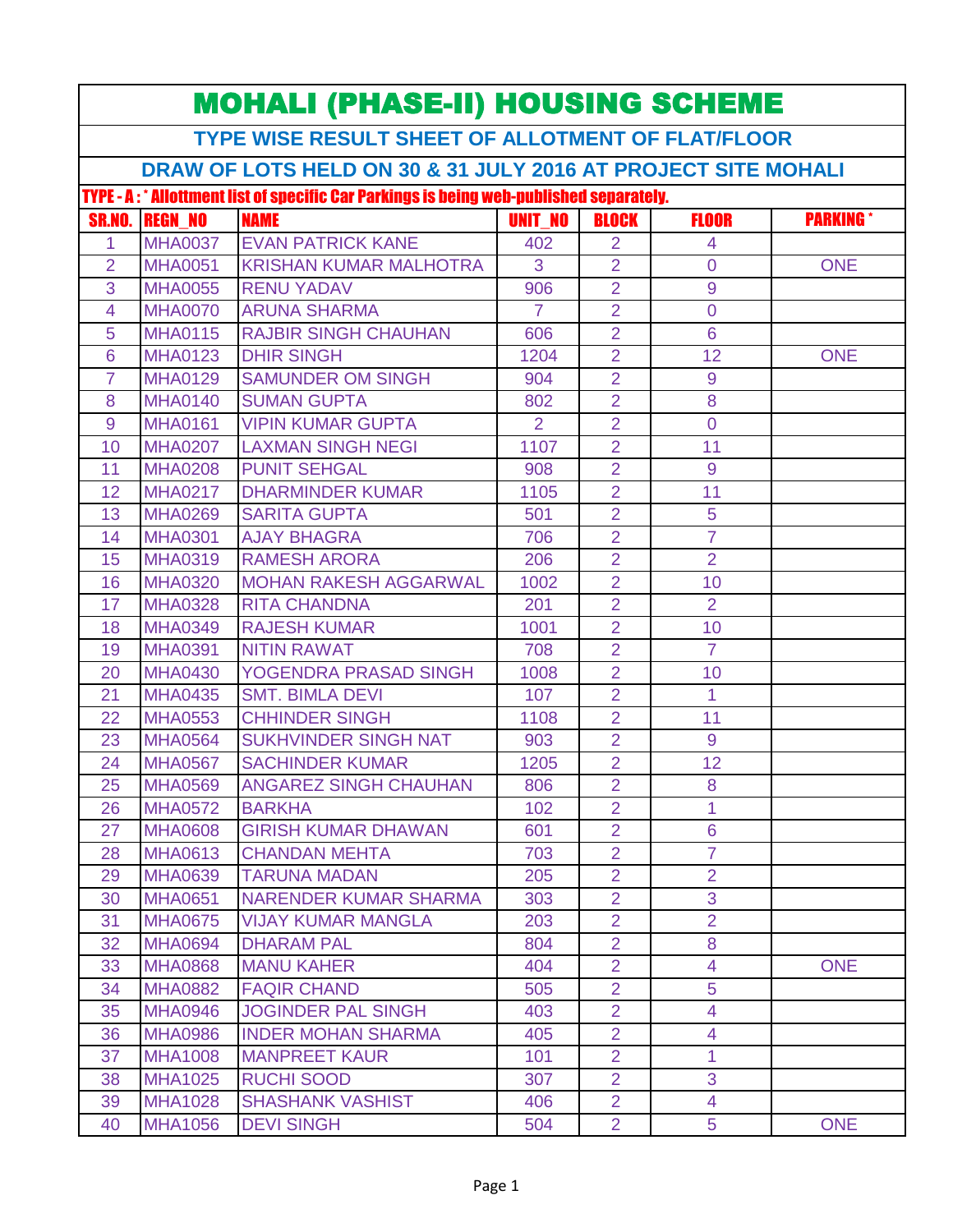# MOHALI (PHASE-II) HOUSING SCHEME

## TYPE WISE RESULT SHEET OF ALLOTMENT OF FLAT/FLOOR

## DRAW OF LOTS HELD ON 30 & 31 JULY 2016 AT PROJECT SITE MOHALI

**TYPE - A : * Allottment list of specific Car Parkings is being web-published separately.**

| SR.NO. | REGN_NO | NAME | UNIT_NO | BLOCK | FLOOR | PARKING * |
|---|---|---|---|---|---|---|
| 1 | MHA0037 | EVAN PATRICK KANE | 402 | 2 | 4 | |
| 2 | MHA0051 | KRISHAN KUMAR MALHOTRA | 3 | 2 | 0 | ONE |
| 3 | MHA0055 | RENU YADAV | 906 | 2 | 9 | |
| 4 | MHA0070 | ARUNA SHARMA | 7 | 2 | 0 | |
| 5 | MHA0115 | RAJBIR SINGH CHAUHAN | 606 | 2 | 6 | |
| 6 | MHA0123 | DHIR SINGH | 1204 | 2 | 12 | ONE |
| 7 | MHA0129 | SAMUNDER OM SINGH | 904 | 2 | 9 | |
| 8 | MHA0140 | SUMAN GUPTA | 802 | 2 | 8 | |
| 9 | MHA0161 | VIPIN KUMAR GUPTA | 2 | 2 | 0 | |
| 10 | MHA0207 | LAXMAN SINGH NEGI | 1107 | 2 | 11 | |
| 11 | MHA0208 | PUNIT SEHGAL | 908 | 2 | 9 | |
| 12 | MHA0217 | DHARMINDER KUMAR | 1105 | 2 | 11 | |
| 13 | MHA0269 | SARITA GUPTA | 501 | 2 | 5 | |
| 14 | MHA0301 | AJAY BHAGRA | 706 | 2 | 7 | |
| 15 | MHA0319 | RAMESH ARORA | 206 | 2 | 2 | |
| 16 | MHA0320 | MOHAN RAKESH AGGARWAL | 1002 | 2 | 10 | |
| 17 | MHA0328 | RITA CHANDNA | 201 | 2 | 2 | |
| 18 | MHA0349 | RAJESH KUMAR | 1001 | 2 | 10 | |
| 19 | MHA0391 | NITIN RAWAT | 708 | 2 | 7 | |
| 20 | MHA0430 | YOGENDRA PRASAD SINGH | 1008 | 2 | 10 | |
| 21 | MHA0435 | SMT. BIMLA DEVI | 107 | 2 | 1 | |
| 22 | MHA0553 | CHHINDER SINGH | 1108 | 2 | 11 | |
| 23 | MHA0564 | SUKHVINDER SINGH NAT | 903 | 2 | 9 | |
| 24 | MHA0567 | SACHINDER KUMAR | 1205 | 2 | 12 | |
| 25 | MHA0569 | ANGAREZ SINGH CHAUHAN | 806 | 2 | 8 | |
| 26 | MHA0572 | BARKHA | 102 | 2 | 1 | |
| 27 | MHA0608 | GIRISH KUMAR DHAWAN | 601 | 2 | 6 | |
| 28 | MHA0613 | CHANDAN MEHTA | 703 | 2 | 7 | |
| 29 | MHA0639 | TARUNA MADAN | 205 | 2 | 2 | |
| 30 | MHA0651 | NARENDER KUMAR SHARMA | 303 | 2 | 3 | |
| 31 | MHA0675 | VIJAY KUMAR MANGLA | 203 | 2 | 2 | |
| 32 | MHA0694 | DHARAM PAL | 804 | 2 | 8 | |
| 33 | MHA0868 | MANU KAHER | 404 | 2 | 4 | ONE |
| 34 | MHA0882 | FAQIR CHAND | 505 | 2 | 5 | |
| 35 | MHA0946 | JOGINDER PAL SINGH | 403 | 2 | 4 | |
| 36 | MHA0986 | INDER MOHAN SHARMA | 405 | 2 | 4 | |
| 37 | MHA1008 | MANPREET KAUR | 101 | 2 | 1 | |
| 38 | MHA1025 | RUCHI SOOD | 307 | 2 | 3 | |
| 39 | MHA1028 | SHASHANK VASHIST | 406 | 2 | 4 | |
| 40 | MHA1056 | DEVI SINGH | 504 | 2 | 5 | ONE |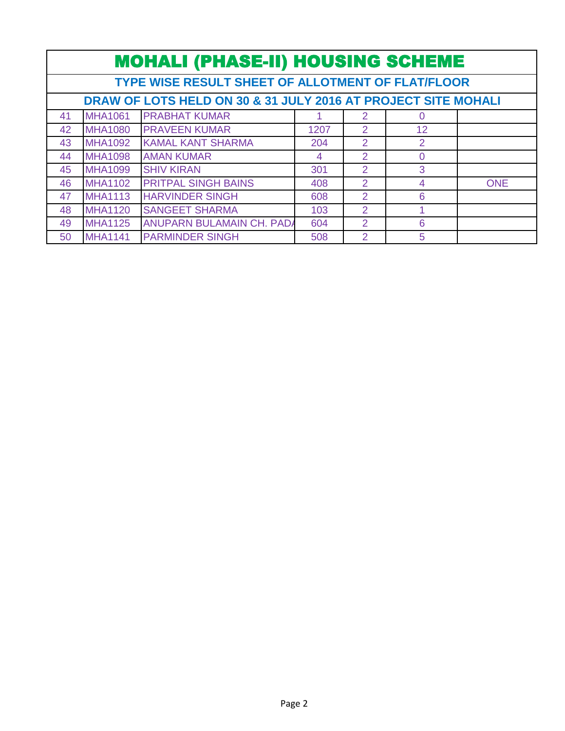# MOHALI (PHASE-II) HOUSING SCHEME

## TYPE WISE RESULT SHEET OF ALLOTMENT OF FLAT/FLOOR

### DRAW OF LOTS HELD ON 30 & 31 JULY 2016 AT PROJECT SITE MOHALI

| | | | | | | |
|---|---|---|---|---|---|---|
| 41 | MHA1061 | PRABHAT KUMAR | 1 | 2 | 0 | |
| 42 | MHA1080 | PRAVEEN KUMAR | 1207 | 2 | 12 | |
| 43 | MHA1092 | KAMAL KANT SHARMA | 204 | 2 | 2 | |
| 44 | MHA1098 | AMAN KUMAR | 4 | 2 | 0 | |
| 45 | MHA1099 | SHIV KIRAN | 301 | 2 | 3 | |
| 46 | MHA1102 | PRITPAL SINGH BAINS | 408 | 2 | 4 | ONE |
| 47 | MHA1113 | HARVINDER SINGH | 608 | 2 | 6 | |
| 48 | MHA1120 | SANGEET SHARMA | 103 | 2 | 1 | |
| 49 | MHA1125 | ANUPARN BULAMAIN CH. PADA | 604 | 2 | 6 | |
| 50 | MHA1141 | PARMINDER SINGH | 508 | 2 | 5 | |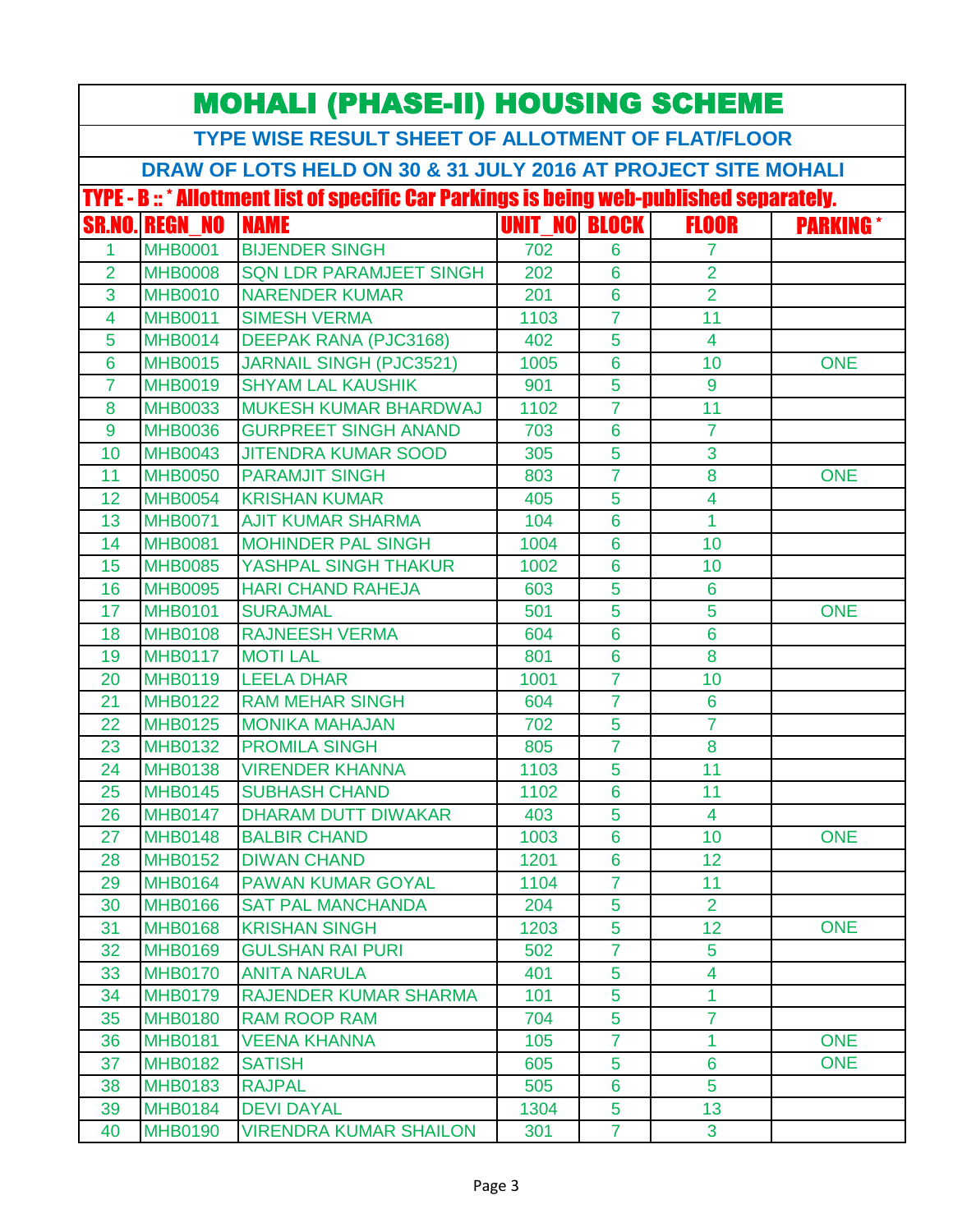# MOHALI (PHASE-II) HOUSING SCHEME

## TYPE WISE RESULT SHEET OF ALLOTMENT OF FLAT/FLOOR

## DRAW OF LOTS HELD ON 30 & 31 JULY 2016 AT PROJECT SITE MOHALI

### TYPE - B :: * Allottment list of specific Car Parkings is being web-published separately.

| SR.NO. | REGN_NO | NAME | UNIT_NO | BLOCK | FLOOR | PARKING * |
|---|---|---|---|---|---|---|
| 1 | MHB0001 | BIJENDER SINGH | 702 | 6 | 7 | |
| 2 | MHB0008 | SQN LDR PARAMJEET SINGH | 202 | 6 | 2 | |
| 3 | MHB0010 | NARENDER KUMAR | 201 | 6 | 2 | |
| 4 | MHB0011 | SIMESH VERMA | 1103 | 7 | 11 | |
| 5 | MHB0014 | DEEPAK RANA (PJC3168) | 402 | 5 | 4 | |
| 6 | MHB0015 | JARNAIL SINGH (PJC3521) | 1005 | 6 | 10 | ONE |
| 7 | MHB0019 | SHYAM LAL KAUSHIK | 901 | 5 | 9 | |
| 8 | MHB0033 | MUKESH KUMAR BHARDWAJ | 1102 | 7 | 11 | |
| 9 | MHB0036 | GURPREET SINGH ANAND | 703 | 6 | 7 | |
| 10 | MHB0043 | JITENDRA KUMAR SOOD | 305 | 5 | 3 | |
| 11 | MHB0050 | PARAMJIT SINGH | 803 | 7 | 8 | ONE |
| 12 | MHB0054 | KRISHAN KUMAR | 405 | 5 | 4 | |
| 13 | MHB0071 | AJIT KUMAR SHARMA | 104 | 6 | 1 | |
| 14 | MHB0081 | MOHINDER PAL SINGH | 1004 | 6 | 10 | |
| 15 | MHB0085 | YASHPAL SINGH THAKUR | 1002 | 6 | 10 | |
| 16 | MHB0095 | HARI CHAND RAHEJA | 603 | 5 | 6 | |
| 17 | MHB0101 | SURAJMAL | 501 | 5 | 5 | ONE |
| 18 | MHB0108 | RAJNEESH VERMA | 604 | 6 | 6 | |
| 19 | MHB0117 | MOTI LAL | 801 | 6 | 8 | |
| 20 | MHB0119 | LEELA DHAR | 1001 | 7 | 10 | |
| 21 | MHB0122 | RAM MEHAR SINGH | 604 | 7 | 6 | |
| 22 | MHB0125 | MONIKA MAHAJAN | 702 | 5 | 7 | |
| 23 | MHB0132 | PROMILA SINGH | 805 | 7 | 8 | |
| 24 | MHB0138 | VIRENDER KHANNA | 1103 | 5 | 11 | |
| 25 | MHB0145 | SUBHASH CHAND | 1102 | 6 | 11 | |
| 26 | MHB0147 | DHARAM DUTT DIWAKAR | 403 | 5 | 4 | |
| 27 | MHB0148 | BALBIR CHAND | 1003 | 6 | 10 | ONE |
| 28 | MHB0152 | DIWAN CHAND | 1201 | 6 | 12 | |
| 29 | MHB0164 | PAWAN KUMAR GOYAL | 1104 | 7 | 11 | |
| 30 | MHB0166 | SAT PAL MANCHANDA | 204 | 5 | 2 | |
| 31 | MHB0168 | KRISHAN SINGH | 1203 | 5 | 12 | ONE |
| 32 | MHB0169 | GULSHAN RAI PURI | 502 | 7 | 5 | |
| 33 | MHB0170 | ANITA NARULA | 401 | 5 | 4 | |
| 34 | MHB0179 | RAJENDER KUMAR SHARMA | 101 | 5 | 1 | |
| 35 | MHB0180 | RAM ROOP RAM | 704 | 5 | 7 | |
| 36 | MHB0181 | VEENA KHANNA | 105 | 7 | 1 | ONE |
| 37 | MHB0182 | SATISH | 605 | 5 | 6 | ONE |
| 38 | MHB0183 | RAJPAL | 505 | 6 | 5 | |
| 39 | MHB0184 | DEVI DAYAL | 1304 | 5 | 13 | |
| 40 | MHB0190 | VIRENDRA KUMAR SHAILON | 301 | 7 | 3 | |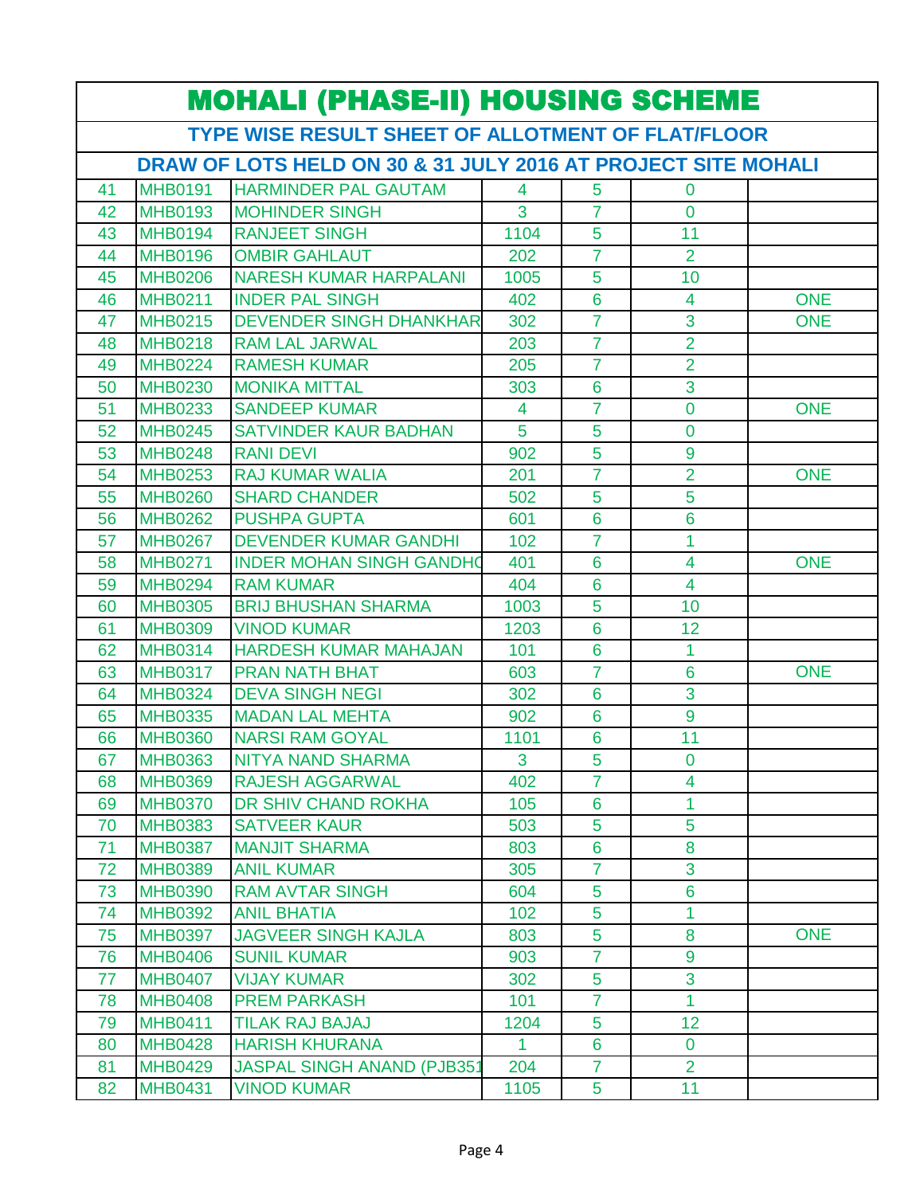# MOHALI (PHASE-II) HOUSING SCHEME

## TYPE WISE RESULT SHEET OF ALLOTMENT OF FLAT/FLOOR

### DRAW OF LOTS HELD ON 30 & 31 JULY 2016 AT PROJECT SITE MOHALI

| | | | | | | |
|---|---|---|---|---|---|---|
| 41 | MHB0191 | HARMINDER PAL GAUTAM | 4 | 5 | 0 | |
| 42 | MHB0193 | MOHINDER SINGH | 3 | 7 | 0 | |
| 43 | MHB0194 | RANJEET SINGH | 1104 | 5 | 11 | |
| 44 | MHB0196 | OMBIR GAHLAUT | 202 | 7 | 2 | |
| 45 | MHB0206 | NARESH KUMAR HARPALANI | 1005 | 5 | 10 | |
| 46 | MHB0211 | INDER PAL SINGH | 402 | 6 | 4 | ONE |
| 47 | MHB0215 | DEVENDER SINGH DHANKHAR | 302 | 7 | 3 | ONE |
| 48 | MHB0218 | RAM LAL JARWAL | 203 | 7 | 2 | |
| 49 | MHB0224 | RAMESH KUMAR | 205 | 7 | 2 | |
| 50 | MHB0230 | MONIKA MITTAL | 303 | 6 | 3 | |
| 51 | MHB0233 | SANDEEP KUMAR | 4 | 7 | 0 | ONE |
| 52 | MHB0245 | SATVINDER KAUR BADHAN | 5 | 5 | 0 | |
| 53 | MHB0248 | RANI DEVI | 902 | 5 | 9 | |
| 54 | MHB0253 | RAJ KUMAR WALIA | 201 | 7 | 2 | ONE |
| 55 | MHB0260 | SHARD CHANDER | 502 | 5 | 5 | |
| 56 | MHB0262 | PUSHPA GUPTA | 601 | 6 | 6 | |
| 57 | MHB0267 | DEVENDER KUMAR GANDHI | 102 | 7 | 1 | |
| 58 | MHB0271 | INDER MOHAN SINGH GANDHO | 401 | 6 | 4 | ONE |
| 59 | MHB0294 | RAM KUMAR | 404 | 6 | 4 | |
| 60 | MHB0305 | BRIJ BHUSHAN SHARMA | 1003 | 5 | 10 | |
| 61 | MHB0309 | VINOD KUMAR | 1203 | 6 | 12 | |
| 62 | MHB0314 | HARDESH KUMAR MAHAJAN | 101 | 6 | 1 | |
| 63 | MHB0317 | PRAN NATH BHAT | 603 | 7 | 6 | ONE |
| 64 | MHB0324 | DEVA SINGH NEGI | 302 | 6 | 3 | |
| 65 | MHB0335 | MADAN LAL MEHTA | 902 | 6 | 9 | |
| 66 | MHB0360 | NARSI RAM GOYAL | 1101 | 6 | 11 | |
| 67 | MHB0363 | NITYA NAND SHARMA | 3 | 5 | 0 | |
| 68 | MHB0369 | RAJESH AGGARWAL | 402 | 7 | 4 | |
| 69 | MHB0370 | DR SHIV CHAND ROKHA | 105 | 6 | 1 | |
| 70 | MHB0383 | SATVEER KAUR | 503 | 5 | 5 | |
| 71 | MHB0387 | MANJIT SHARMA | 803 | 6 | 8 | |
| 72 | MHB0389 | ANIL KUMAR | 305 | 7 | 3 | |
| 73 | MHB0390 | RAM AVTAR SINGH | 604 | 5 | 6 | |
| 74 | MHB0392 | ANIL BHATIA | 102 | 5 | 1 | |
| 75 | MHB0397 | JAGVEER SINGH KAJLA | 803 | 5 | 8 | ONE |
| 76 | MHB0406 | SUNIL KUMAR | 903 | 7 | 9 | |
| 77 | MHB0407 | VIJAY KUMAR | 302 | 5 | 3 | |
| 78 | MHB0408 | PREM PARKASH | 101 | 7 | 1 | |
| 79 | MHB0411 | TILAK RAJ BAJAJ | 1204 | 5 | 12 | |
| 80 | MHB0428 | HARISH KHURANA | 1 | 6 | 0 | |
| 81 | MHB0429 | JASPAL SINGH ANAND (PJB351 | 204 | 7 | 2 | |
| 82 | MHB0431 | VINOD KUMAR | 1105 | 5 | 11 | |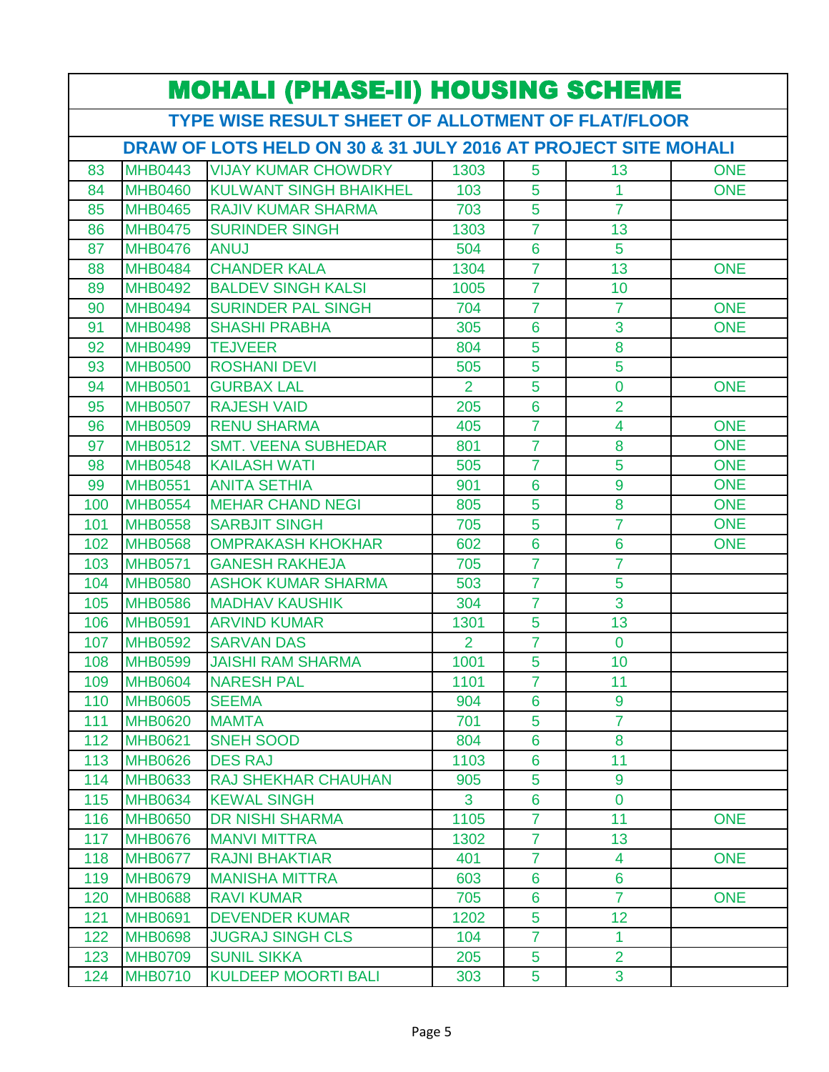# MOHALI (PHASE-II) HOUSING SCHEME

## TYPE WISE RESULT SHEET OF ALLOTMENT OF FLAT/FLOOR

### DRAW OF LOTS HELD ON 30 & 31 JULY 2016 AT PROJECT SITE MOHALI

| | | | | | | |
|---|---|---|---|---|---|---|
| 83 | MHB0443 | VIJAY KUMAR CHOWDRY | 1303 | 5 | 13 | ONE |
| 84 | MHB0460 | KULWANT SINGH BHAIKHEL | 103 | 5 | 1 | ONE |
| 85 | MHB0465 | RAJIV KUMAR SHARMA | 703 | 5 | 7 | |
| 86 | MHB0475 | SURINDER SINGH | 1303 | 7 | 13 | |
| 87 | MHB0476 | ANUJ | 504 | 6 | 5 | |
| 88 | MHB0484 | CHANDER KALA | 1304 | 7 | 13 | ONE |
| 89 | MHB0492 | BALDEV SINGH KALSI | 1005 | 7 | 10 | |
| 90 | MHB0494 | SURINDER PAL SINGH | 704 | 7 | 7 | ONE |
| 91 | MHB0498 | SHASHI PRABHA | 305 | 6 | 3 | ONE |
| 92 | MHB0499 | TEJVEER | 804 | 5 | 8 | |
| 93 | MHB0500 | ROSHANI DEVI | 505 | 5 | 5 | |
| 94 | MHB0501 | GURBAX LAL | 2 | 5 | 0 | ONE |
| 95 | MHB0507 | RAJESH VAID | 205 | 6 | 2 | |
| 96 | MHB0509 | RENU SHARMA | 405 | 7 | 4 | ONE |
| 97 | MHB0512 | SMT. VEENA SUBHEDAR | 801 | 7 | 8 | ONE |
| 98 | MHB0548 | KAILASH WATI | 505 | 7 | 5 | ONE |
| 99 | MHB0551 | ANITA SETHIA | 901 | 6 | 9 | ONE |
| 100 | MHB0554 | MEHAR CHAND NEGI | 805 | 5 | 8 | ONE |
| 101 | MHB0558 | SARBJIT SINGH | 705 | 5 | 7 | ONE |
| 102 | MHB0568 | OMPRAKASH KHOKHAR | 602 | 6 | 6 | ONE |
| 103 | MHB0571 | GANESH RAKHEJA | 705 | 7 | 7 | |
| 104 | MHB0580 | ASHOK KUMAR SHARMA | 503 | 7 | 5 | |
| 105 | MHB0586 | MADHAV KAUSHIK | 304 | 7 | 3 | |
| 106 | MHB0591 | ARVIND KUMAR | 1301 | 5 | 13 | |
| 107 | MHB0592 | SARVAN DAS | 2 | 7 | 0 | |
| 108 | MHB0599 | JAISHI RAM SHARMA | 1001 | 5 | 10 | |
| 109 | MHB0604 | NARESH PAL | 1101 | 7 | 11 | |
| 110 | MHB0605 | SEEMA | 904 | 6 | 9 | |
| 111 | MHB0620 | MAMTA | 701 | 5 | 7 | |
| 112 | MHB0621 | SNEH SOOD | 804 | 6 | 8 | |
| 113 | MHB0626 | DES RAJ | 1103 | 6 | 11 | |
| 114 | MHB0633 | RAJ SHEKHAR CHAUHAN | 905 | 5 | 9 | |
| 115 | MHB0634 | KEWAL SINGH | 3 | 6 | 0 | |
| 116 | MHB0650 | DR NISHI SHARMA | 1105 | 7 | 11 | ONE |
| 117 | MHB0676 | MANVI MITTRA | 1302 | 7 | 13 | |
| 118 | MHB0677 | RAJNI BHAKTIAR | 401 | 7 | 4 | ONE |
| 119 | MHB0679 | MANISHA MITTRA | 603 | 6 | 6 | |
| 120 | MHB0688 | RAVI KUMAR | 705 | 6 | 7 | ONE |
| 121 | MHB0691 | DEVENDER KUMAR | 1202 | 5 | 12 | |
| 122 | MHB0698 | JUGRAJ SINGH CLS | 104 | 7 | 1 | |
| 123 | MHB0709 | SUNIL SIKKA | 205 | 5 | 2 | |
| 124 | MHB0710 | KULDEEP MOORTI BALI | 303 | 5 | 3 | |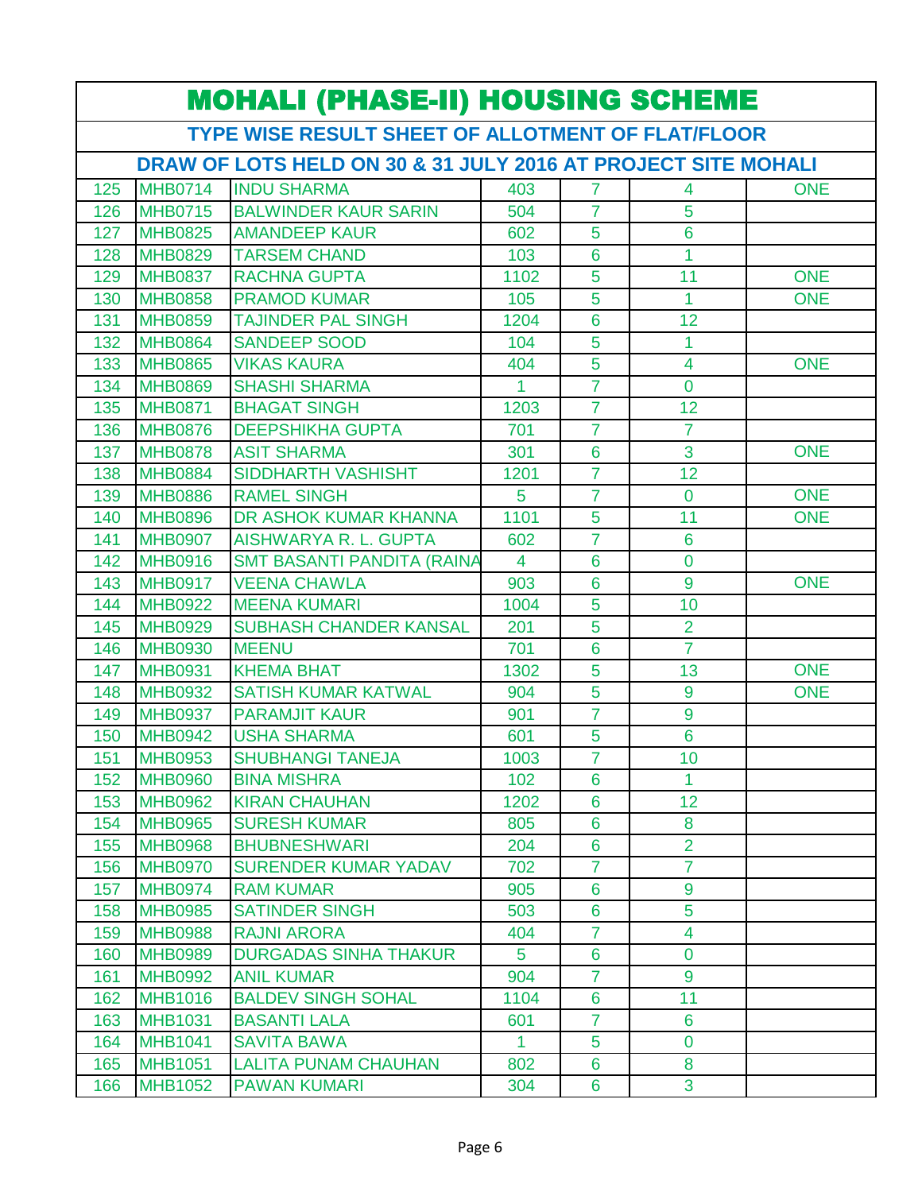# MOHALI (PHASE-II) HOUSING SCHEME

## TYPE WISE RESULT SHEET OF ALLOTMENT OF FLAT/FLOOR

### DRAW OF LOTS HELD ON 30 & 31 JULY 2016 AT PROJECT SITE MOHALI

| | | | | | | |
|---|---|---|---|---|---|---|
| 125 | MHB0714 | INDU SHARMA | 403 | 7 | 4 | ONE |
| 126 | MHB0715 | BALWINDER KAUR SARIN | 504 | 7 | 5 | |
| 127 | MHB0825 | AMANDEEP KAUR | 602 | 5 | 6 | |
| 128 | MHB0829 | TARSEM CHAND | 103 | 6 | 1 | |
| 129 | MHB0837 | RACHNA GUPTA | 1102 | 5 | 11 | ONE |
| 130 | MHB0858 | PRAMOD KUMAR | 105 | 5 | 1 | ONE |
| 131 | MHB0859 | TAJINDER PAL SINGH | 1204 | 6 | 12 | |
| 132 | MHB0864 | SANDEEP SOOD | 104 | 5 | 1 | |
| 133 | MHB0865 | VIKAS KAURA | 404 | 5 | 4 | ONE |
| 134 | MHB0869 | SHASHI SHARMA | 1 | 7 | 0 | |
| 135 | MHB0871 | BHAGAT SINGH | 1203 | 7 | 12 | |
| 136 | MHB0876 | DEEPSHIKHA GUPTA | 701 | 7 | 7 | |
| 137 | MHB0878 | ASIT SHARMA | 301 | 6 | 3 | ONE |
| 138 | MHB0884 | SIDDHARTH VASHISHT | 1201 | 7 | 12 | |
| 139 | MHB0886 | RAMEL SINGH | 5 | 7 | 0 | ONE |
| 140 | MHB0896 | DR ASHOK KUMAR KHANNA | 1101 | 5 | 11 | ONE |
| 141 | MHB0907 | AISHWARYA R. L. GUPTA | 602 | 7 | 6 | |
| 142 | MHB0916 | SMT BASANTI PANDITA (RAINA | 4 | 6 | 0 | |
| 143 | MHB0917 | VEENA CHAWLA | 903 | 6 | 9 | ONE |
| 144 | MHB0922 | MEENA KUMARI | 1004 | 5 | 10 | |
| 145 | MHB0929 | SUBHASH CHANDER KANSAL | 201 | 5 | 2 | |
| 146 | MHB0930 | MEENU | 701 | 6 | 7 | |
| 147 | MHB0931 | KHEMA BHAT | 1302 | 5 | 13 | ONE |
| 148 | MHB0932 | SATISH KUMAR KATWAL | 904 | 5 | 9 | ONE |
| 149 | MHB0937 | PARAMJIT KAUR | 901 | 7 | 9 | |
| 150 | MHB0942 | USHA SHARMA | 601 | 5 | 6 | |
| 151 | MHB0953 | SHUBHANGI TANEJA | 1003 | 7 | 10 | |
| 152 | MHB0960 | BINA MISHRA | 102 | 6 | 1 | |
| 153 | MHB0962 | KIRAN CHAUHAN | 1202 | 6 | 12 | |
| 154 | MHB0965 | SURESH KUMAR | 805 | 6 | 8 | |
| 155 | MHB0968 | BHUBNESHWARI | 204 | 6 | 2 | |
| 156 | MHB0970 | SURENDER KUMAR YADAV | 702 | 7 | 7 | |
| 157 | MHB0974 | RAM KUMAR | 905 | 6 | 9 | |
| 158 | MHB0985 | SATINDER SINGH | 503 | 6 | 5 | |
| 159 | MHB0988 | RAJNI ARORA | 404 | 7 | 4 | |
| 160 | MHB0989 | DURGADAS SINHA THAKUR | 5 | 6 | 0 | |
| 161 | MHB0992 | ANIL KUMAR | 904 | 7 | 9 | |
| 162 | MHB1016 | BALDEV SINGH SOHAL | 1104 | 6 | 11 | |
| 163 | MHB1031 | BASANTI LALA | 601 | 7 | 6 | |
| 164 | MHB1041 | SAVITA BAWA | 1 | 5 | 0 | |
| 165 | MHB1051 | LALITA PUNAM CHAUHAN | 802 | 6 | 8 | |
| 166 | MHB1052 | PAWAN KUMARI | 304 | 6 | 3 | |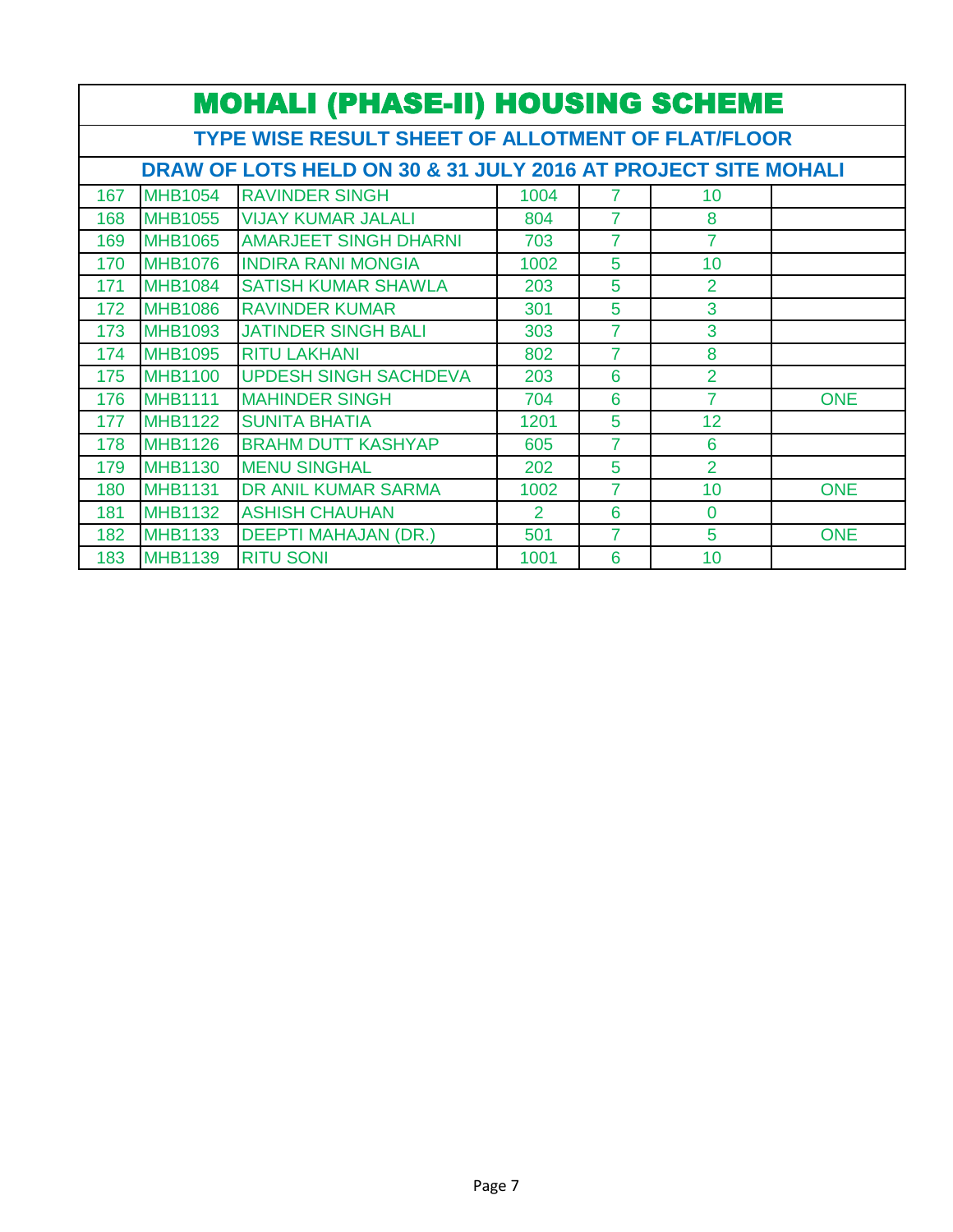# MOHALI (PHASE-II) HOUSING SCHEME

## TYPE WISE RESULT SHEET OF ALLOTMENT OF FLAT/FLOOR

### DRAW OF LOTS HELD ON 30 & 31 JULY 2016 AT PROJECT SITE MOHALI

| | | | | | | |
|---|---|---|---|---|---|---|
| 167 | MHB1054 | RAVINDER SINGH | 1004 | 7 | 10 | |
| 168 | MHB1055 | VIJAY KUMAR JALALI | 804 | 7 | 8 | |
| 169 | MHB1065 | AMARJEET SINGH DHARNI | 703 | 7 | 7 | |
| 170 | MHB1076 | INDIRA RANI MONGIA | 1002 | 5 | 10 | |
| 171 | MHB1084 | SATISH KUMAR SHAWLA | 203 | 5 | 2 | |
| 172 | MHB1086 | RAVINDER KUMAR | 301 | 5 | 3 | |
| 173 | MHB1093 | JATINDER SINGH BALI | 303 | 7 | 3 | |
| 174 | MHB1095 | RITU LAKHANI | 802 | 7 | 8 | |
| 175 | MHB1100 | UPDESH SINGH SACHDEVA | 203 | 6 | 2 | |
| 176 | MHB1111 | MAHINDER SINGH | 704 | 6 | 7 | ONE |
| 177 | MHB1122 | SUNITA BHATIA | 1201 | 5 | 12 | |
| 178 | MHB1126 | BRAHM DUTT KASHYAP | 605 | 7 | 6 | |
| 179 | MHB1130 | MENU SINGHAL | 202 | 5 | 2 | |
| 180 | MHB1131 | DR ANIL KUMAR SARMA | 1002 | 7 | 10 | ONE |
| 181 | MHB1132 | ASHISH CHAUHAN | 2 | 6 | 0 | |
| 182 | MHB1133 | DEEPTI MAHAJAN (DR.) | 501 | 7 | 5 | ONE |
| 183 | MHB1139 | RITU SONI | 1001 | 6 | 10 | |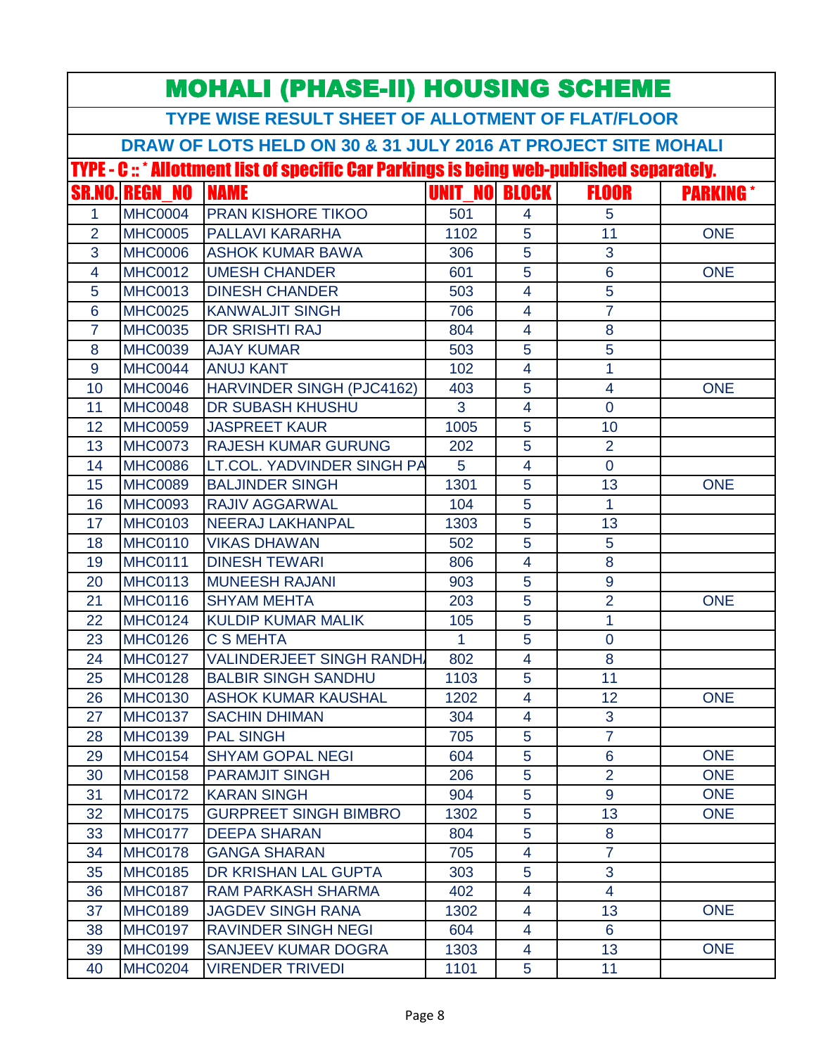# MOHALI (PHASE-II) HOUSING SCHEME

## TYPE WISE RESULT SHEET OF ALLOTMENT OF FLAT/FLOOR

### DRAW OF LOTS HELD ON 30 & 31 JULY 2016 AT PROJECT SITE MOHALI

**TYPE - C :: * Allottment list of specific Car Parkings is being web-published separately.**

| SR.NO. | REGN_NO | NAME | UNIT_NO | BLOCK | FLOOR | PARKING * |
|---|---|---|---|---|---|---|
| 1 | MHC0004 | PRAN KISHORE TIKOO | 501 | 4 | 5 | |
| 2 | MHC0005 | PALLAVI KARARHA | 1102 | 5 | 11 | ONE |
| 3 | MHC0006 | ASHOK KUMAR BAWA | 306 | 5 | 3 | |
| 4 | MHC0012 | UMESH CHANDER | 601 | 5 | 6 | ONE |
| 5 | MHC0013 | DINESH CHANDER | 503 | 4 | 5 | |
| 6 | MHC0025 | KANWALJIT SINGH | 706 | 4 | 7 | |
| 7 | MHC0035 | DR SRISHTI RAJ | 804 | 4 | 8 | |
| 8 | MHC0039 | AJAY KUMAR | 503 | 5 | 5 | |
| 9 | MHC0044 | ANUJ KANT | 102 | 4 | 1 | |
| 10 | MHC0046 | HARVINDER SINGH (PJC4162) | 403 | 5 | 4 | ONE |
| 11 | MHC0048 | DR SUBASH KHUSHU | 3 | 4 | 0 | |
| 12 | MHC0059 | JASPREET KAUR | 1005 | 5 | 10 | |
| 13 | MHC0073 | RAJESH KUMAR GURUNG | 202 | 5 | 2 | |
| 14 | MHC0086 | LT.COL. YADVINDER SINGH PA | 5 | 4 | 0 | |
| 15 | MHC0089 | BALJINDER SINGH | 1301 | 5 | 13 | ONE |
| 16 | MHC0093 | RAJIV AGGARWAL | 104 | 5 | 1 | |
| 17 | MHC0103 | NEERAJ LAKHANPAL | 1303 | 5 | 13 | |
| 18 | MHC0110 | VIKAS DHAWAN | 502 | 5 | 5 | |
| 19 | MHC0111 | DINESH TEWARI | 806 | 4 | 8 | |
| 20 | MHC0113 | MUNEESH RAJANI | 903 | 5 | 9 | |
| 21 | MHC0116 | SHYAM MEHTA | 203 | 5 | 2 | ONE |
| 22 | MHC0124 | KULDIP KUMAR MALIK | 105 | 5 | 1 | |
| 23 | MHC0126 | C S MEHTA | 1 | 5 | 0 | |
| 24 | MHC0127 | VALINDERJEET SINGH RANDH | 802 | 4 | 8 | |
| 25 | MHC0128 | BALBIR SINGH SANDHU | 1103 | 5 | 11 | |
| 26 | MHC0130 | ASHOK KUMAR KAUSHAL | 1202 | 4 | 12 | ONE |
| 27 | MHC0137 | SACHIN DHIMAN | 304 | 4 | 3 | |
| 28 | MHC0139 | PAL SINGH | 705 | 5 | 7 | |
| 29 | MHC0154 | SHYAM GOPAL NEGI | 604 | 5 | 6 | ONE |
| 30 | MHC0158 | PARAMJIT SINGH | 206 | 5 | 2 | ONE |
| 31 | MHC0172 | KARAN SINGH | 904 | 5 | 9 | ONE |
| 32 | MHC0175 | GURPREET SINGH BIMBRO | 1302 | 5 | 13 | ONE |
| 33 | MHC0177 | DEEPA SHARAN | 804 | 5 | 8 | |
| 34 | MHC0178 | GANGA SHARAN | 705 | 4 | 7 | |
| 35 | MHC0185 | DR KRISHAN LAL GUPTA | 303 | 5 | 3 | |
| 36 | MHC0187 | RAM PARKASH SHARMA | 402 | 4 | 4 | |
| 37 | MHC0189 | JAGDEV SINGH RANA | 1302 | 4 | 13 | ONE |
| 38 | MHC0197 | RAVINDER SINGH NEGI | 604 | 4 | 6 | |
| 39 | MHC0199 | SANJEEV KUMAR DOGRA | 1303 | 4 | 13 | ONE |
| 40 | MHC0204 | VIRENDER TRIVEDI | 1101 | 5 | 11 | |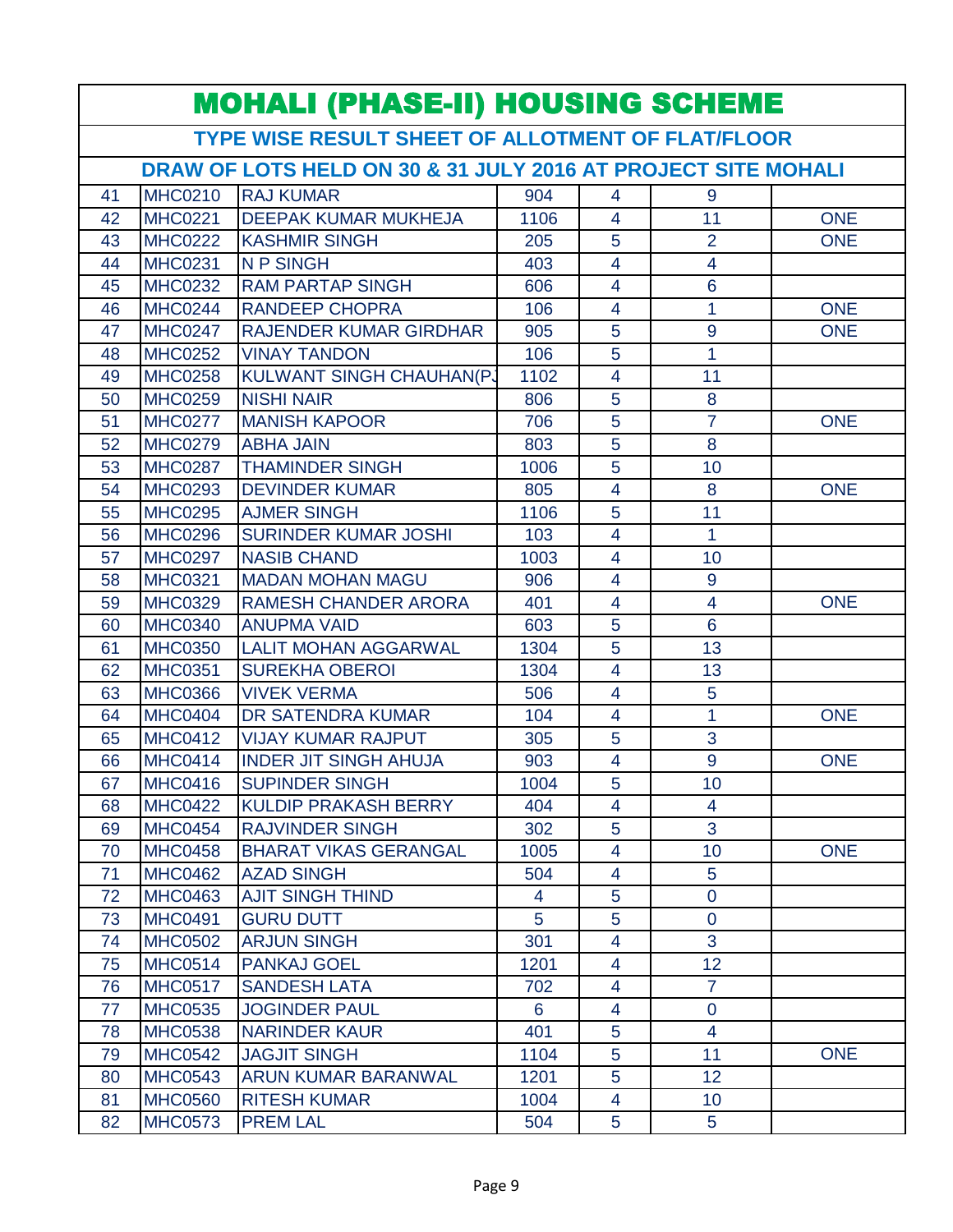# MOHALI (PHASE-II) HOUSING SCHEME

## TYPE WISE RESULT SHEET OF ALLOTMENT OF FLAT/FLOOR

### DRAW OF LOTS HELD ON 30 & 31 JULY 2016 AT PROJECT SITE MOHALI

| | | | | | | |
|---|---|---|---|---|---|---|
| 41 | MHC0210 | RAJ KUMAR | 904 | 4 | 9 | |
| 42 | MHC0221 | DEEPAK KUMAR MUKHEJA | 1106 | 4 | 11 | ONE |
| 43 | MHC0222 | KASHMIR SINGH | 205 | 5 | 2 | ONE |
| 44 | MHC0231 | N P SINGH | 403 | 4 | 4 | |
| 45 | MHC0232 | RAM PARTAP SINGH | 606 | 4 | 6 | |
| 46 | MHC0244 | RANDEEP CHOPRA | 106 | 4 | 1 | ONE |
| 47 | MHC0247 | RAJENDER KUMAR GIRDHAR | 905 | 5 | 9 | ONE |
| 48 | MHC0252 | VINAY TANDON | 106 | 5 | 1 | |
| 49 | MHC0258 | KULWANT SINGH CHAUHAN(PJ | 1102 | 4 | 11 | |
| 50 | MHC0259 | NISHI NAIR | 806 | 5 | 8 | |
| 51 | MHC0277 | MANISH KAPOOR | 706 | 5 | 7 | ONE |
| 52 | MHC0279 | ABHA JAIN | 803 | 5 | 8 | |
| 53 | MHC0287 | THAMINDER SINGH | 1006 | 5 | 10 | |
| 54 | MHC0293 | DEVINDER KUMAR | 805 | 4 | 8 | ONE |
| 55 | MHC0295 | AJMER SINGH | 1106 | 5 | 11 | |
| 56 | MHC0296 | SURINDER KUMAR JOSHI | 103 | 4 | 1 | |
| 57 | MHC0297 | NASIB CHAND | 1003 | 4 | 10 | |
| 58 | MHC0321 | MADAN MOHAN MAGU | 906 | 4 | 9 | |
| 59 | MHC0329 | RAMESH CHANDER ARORA | 401 | 4 | 4 | ONE |
| 60 | MHC0340 | ANUPMA VAID | 603 | 5 | 6 | |
| 61 | MHC0350 | LALIT MOHAN AGGARWAL | 1304 | 5 | 13 | |
| 62 | MHC0351 | SUREKHA OBEROI | 1304 | 4 | 13 | |
| 63 | MHC0366 | VIVEK VERMA | 506 | 4 | 5 | |
| 64 | MHC0404 | DR SATENDRA KUMAR | 104 | 4 | 1 | ONE |
| 65 | MHC0412 | VIJAY KUMAR RAJPUT | 305 | 5 | 3 | |
| 66 | MHC0414 | INDER JIT SINGH AHUJA | 903 | 4 | 9 | ONE |
| 67 | MHC0416 | SUPINDER SINGH | 1004 | 5 | 10 | |
| 68 | MHC0422 | KULDIP PRAKASH BERRY | 404 | 4 | 4 | |
| 69 | MHC0454 | RAJVINDER SINGH | 302 | 5 | 3 | |
| 70 | MHC0458 | BHARAT VIKAS GERANGAL | 1005 | 4 | 10 | ONE |
| 71 | MHC0462 | AZAD SINGH | 504 | 4 | 5 | |
| 72 | MHC0463 | AJIT SINGH THIND | 4 | 5 | 0 | |
| 73 | MHC0491 | GURU DUTT | 5 | 5 | 0 | |
| 74 | MHC0502 | ARJUN SINGH | 301 | 4 | 3 | |
| 75 | MHC0514 | PANKAJ GOEL | 1201 | 4 | 12 | |
| 76 | MHC0517 | SANDESH LATA | 702 | 4 | 7 | |
| 77 | MHC0535 | JOGINDER PAUL | 6 | 4 | 0 | |
| 78 | MHC0538 | NARINDER KAUR | 401 | 5 | 4 | |
| 79 | MHC0542 | JAGJIT SINGH | 1104 | 5 | 11 | ONE |
| 80 | MHC0543 | ARUN KUMAR BARANWAL | 1201 | 5 | 12 | |
| 81 | MHC0560 | RITESH KUMAR | 1004 | 4 | 10 | |
| 82 | MHC0573 | PREM LAL | 504 | 5 | 5 | |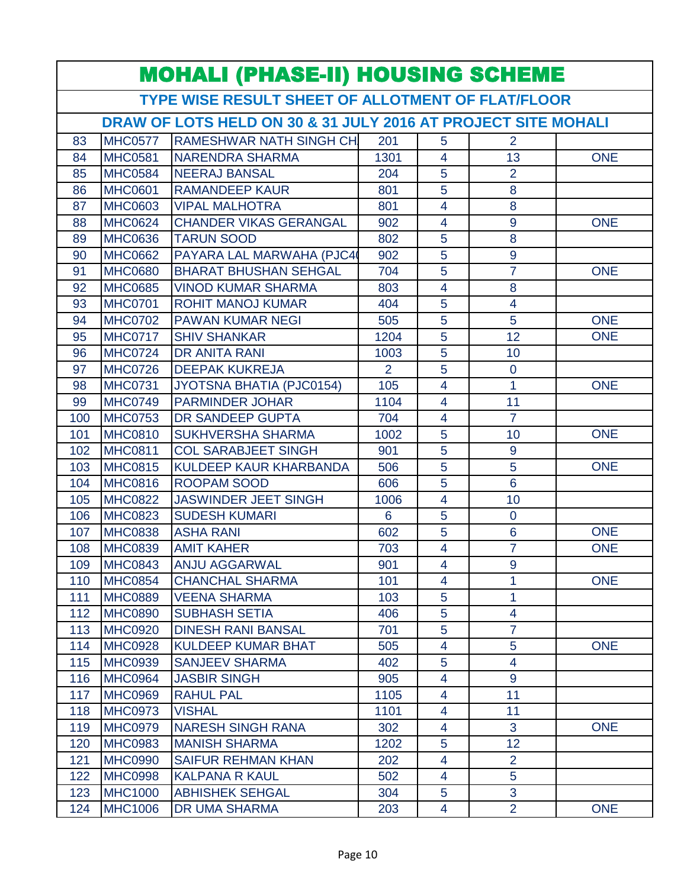# MOHALI (PHASE-II) HOUSING SCHEME

## TYPE WISE RESULT SHEET OF ALLOTMENT OF FLAT/FLOOR

## DRAW OF LOTS HELD ON 30 & 31 JULY 2016 AT PROJECT SITE MOHALI

| | | | | | | |
|---|---|---|---|---|---|---|
| 83 | MHC0577 | RAMESHWAR NATH SINGH CH | 201 | 5 | 2 | |
| 84 | MHC0581 | NARENDRA SHARMA | 1301 | 4 | 13 | ONE |
| 85 | MHC0584 | NEERAJ BANSAL | 204 | 5 | 2 | |
| 86 | MHC0601 | RAMANDEEP KAUR | 801 | 5 | 8 | |
| 87 | MHC0603 | VIPAL MALHOTRA | 801 | 4 | 8 | |
| 88 | MHC0624 | CHANDER VIKAS GERANGAL | 902 | 4 | 9 | ONE |
| 89 | MHC0636 | TARUN SOOD | 802 | 5 | 8 | |
| 90 | MHC0662 | PAYARA LAL MARWAHA (PJC4 | 902 | 5 | 9 | |
| 91 | MHC0680 | BHARAT BHUSHAN SEHGAL | 704 | 5 | 7 | ONE |
| 92 | MHC0685 | VINOD KUMAR SHARMA | 803 | 4 | 8 | |
| 93 | MHC0701 | ROHIT MANOJ KUMAR | 404 | 5 | 4 | |
| 94 | MHC0702 | PAWAN KUMAR NEGI | 505 | 5 | 5 | ONE |
| 95 | MHC0717 | SHIV SHANKAR | 1204 | 5 | 12 | ONE |
| 96 | MHC0724 | DR ANITA RANI | 1003 | 5 | 10 | |
| 97 | MHC0726 | DEEPAK KUKREJA | 2 | 5 | 0 | |
| 98 | MHC0731 | JYOTSNA BHATIA (PJC0154) | 105 | 4 | 1 | ONE |
| 99 | MHC0749 | PARMINDER JOHAR | 1104 | 4 | 11 | |
| 100 | MHC0753 | DR SANDEEP GUPTA | 704 | 4 | 7 | |
| 101 | MHC0810 | SUKHVERSHA SHARMA | 1002 | 5 | 10 | ONE |
| 102 | MHC0811 | COL SARABJEET SINGH | 901 | 5 | 9 | |
| 103 | MHC0815 | KULDEEP KAUR KHARBANDA | 506 | 5 | 5 | ONE |
| 104 | MHC0816 | ROOPAM SOOD | 606 | 5 | 6 | |
| 105 | MHC0822 | JASWINDER JEET SINGH | 1006 | 4 | 10 | |
| 106 | MHC0823 | SUDESH KUMARI | 6 | 5 | 0 | |
| 107 | MHC0838 | ASHA RANI | 602 | 5 | 6 | ONE |
| 108 | MHC0839 | AMIT KAHER | 703 | 4 | 7 | ONE |
| 109 | MHC0843 | ANJU AGGARWAL | 901 | 4 | 9 | |
| 110 | MHC0854 | CHANCHAL SHARMA | 101 | 4 | 1 | ONE |
| 111 | MHC0889 | VEENA SHARMA | 103 | 5 | 1 | |
| 112 | MHC0890 | SUBHASH SETIA | 406 | 5 | 4 | |
| 113 | MHC0920 | DINESH RANI BANSAL | 701 | 5 | 7 | |
| 114 | MHC0928 | KULDEEP KUMAR BHAT | 505 | 4 | 5 | ONE |
| 115 | MHC0939 | SANJEEV SHARMA | 402 | 5 | 4 | |
| 116 | MHC0964 | JASBIR SINGH | 905 | 4 | 9 | |
| 117 | MHC0969 | RAHUL PAL | 1105 | 4 | 11 | |
| 118 | MHC0973 | VISHAL | 1101 | 4 | 11 | |
| 119 | MHC0979 | NARESH SINGH RANA | 302 | 4 | 3 | ONE |
| 120 | MHC0983 | MANISH SHARMA | 1202 | 5 | 12 | |
| 121 | MHC0990 | SAIFUR REHMAN KHAN | 202 | 4 | 2 | |
| 122 | MHC0998 | KALPANA R KAUL | 502 | 4 | 5 | |
| 123 | MHC1000 | ABHISHEK SEHGAL | 304 | 5 | 3 | |
| 124 | MHC1006 | DR UMA SHARMA | 203 | 4 | 2 | ONE |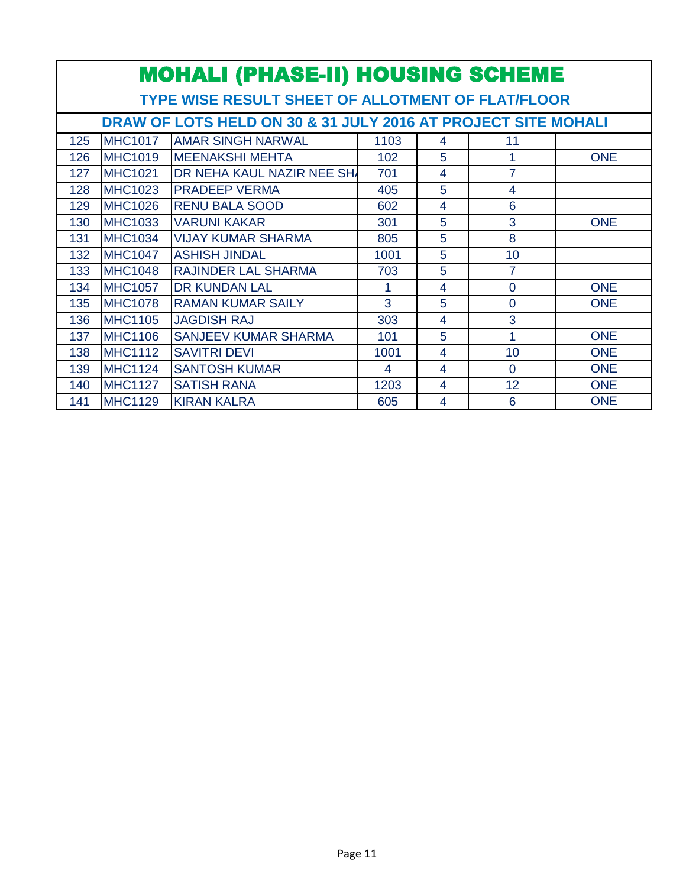# MOHALI (PHASE-II) HOUSING SCHEME

## TYPE WISE RESULT SHEET OF ALLOTMENT OF FLAT/FLOOR

### DRAW OF LOTS HELD ON 30 & 31 JULY 2016 AT PROJECT SITE MOHALI

| | | | | | | |
|---|---|---|---|---|---|---|
| 125 | MHC1017 | AMAR SINGH NARWAL | 1103 | 4 | 11 | |
| 126 | MHC1019 | MEENAKSHI MEHTA | 102 | 5 | 1 | ONE |
| 127 | MHC1021 | DR NEHA KAUL NAZIR NEE SH/ | 701 | 4 | 7 | |
| 128 | MHC1023 | PRADEEP VERMA | 405 | 5 | 4 | |
| 129 | MHC1026 | RENU BALA SOOD | 602 | 4 | 6 | |
| 130 | MHC1033 | VARUNI KAKAR | 301 | 5 | 3 | ONE |
| 131 | MHC1034 | VIJAY KUMAR SHARMA | 805 | 5 | 8 | |
| 132 | MHC1047 | ASHISH JINDAL | 1001 | 5 | 10 | |
| 133 | MHC1048 | RAJINDER LAL SHARMA | 703 | 5 | 7 | |
| 134 | MHC1057 | DR KUNDAN LAL | 1 | 4 | 0 | ONE |
| 135 | MHC1078 | RAMAN KUMAR SAILY | 3 | 5 | 0 | ONE |
| 136 | MHC1105 | JAGDISH RAJ | 303 | 4 | 3 | |
| 137 | MHC1106 | SANJEEV KUMAR SHARMA | 101 | 5 | 1 | ONE |
| 138 | MHC1112 | SAVITRI DEVI | 1001 | 4 | 10 | ONE |
| 139 | MHC1124 | SANTOSH KUMAR | 4 | 4 | 0 | ONE |
| 140 | MHC1127 | SATISH RANA | 1203 | 4 | 12 | ONE |
| 141 | MHC1129 | KIRAN KALRA | 605 | 4 | 6 | ONE |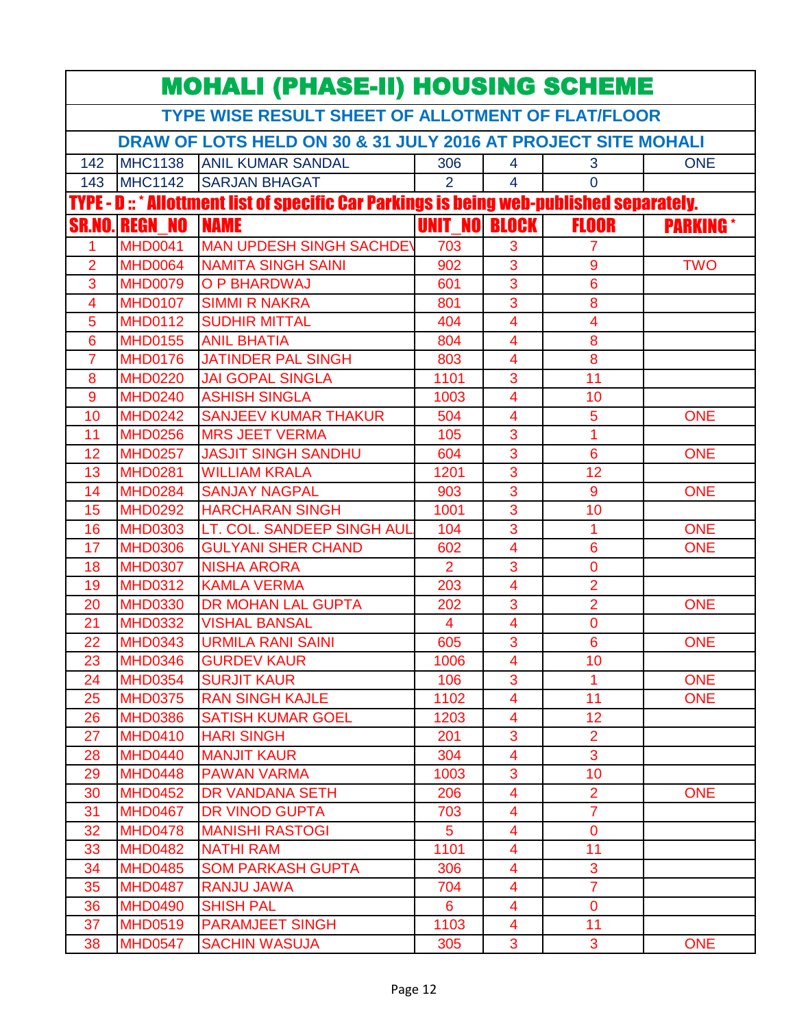# MOHALI (PHASE-II) HOUSING SCHEME

## TYPE WISE RESULT SHEET OF ALLOTMENT OF FLAT/FLOOR

### DRAW OF LOTS HELD ON 30 & 31 JULY 2016 AT PROJECT SITE MOHALI

| | | | | | | |
|---|---|---|---|---|---|---|
| 142 | MHC1138 | ANIL KUMAR SANDAL | 306 | 4 | 3 | ONE |
| 143 | MHC1142 | SARJAN BHAGAT | 2 | 4 | 0 | |

**TYPE - D :: * Allottment list of specific Car Parkings is being web-published separately.**

| SR.NO. | REGN_NO | NAME | UNIT_NO | BLOCK | FLOOR | PARKING * |
|---|---|---|---|---|---|---|
| 1 | MHD0041 | MAN UPDESH SINGH SACHDEV | 703 | 3 | 7 | |
| 2 | MHD0064 | NAMITA SINGH SAINI | 902 | 3 | 9 | TWO |
| 3 | MHD0079 | O P BHARDWAJ | 601 | 3 | 6 | |
| 4 | MHD0107 | SIMMI R NAKRA | 801 | 3 | 8 | |
| 5 | MHD0112 | SUDHIR MITTAL | 404 | 4 | 4 | |
| 6 | MHD0155 | ANIL BHATIA | 804 | 4 | 8 | |
| 7 | MHD0176 | JATINDER PAL SINGH | 803 | 4 | 8 | |
| 8 | MHD0220 | JAI GOPAL SINGLA | 1101 | 3 | 11 | |
| 9 | MHD0240 | ASHISH SINGLA | 1003 | 4 | 10 | |
| 10 | MHD0242 | SANJEEV KUMAR THAKUR | 504 | 4 | 5 | ONE |
| 11 | MHD0256 | MRS JEET VERMA | 105 | 3 | 1 | |
| 12 | MHD0257 | JASJIT SINGH SANDHU | 604 | 3 | 6 | ONE |
| 13 | MHD0281 | WILLIAM KRALA | 1201 | 3 | 12 | |
| 14 | MHD0284 | SANJAY NAGPAL | 903 | 3 | 9 | ONE |
| 15 | MHD0292 | HARCHARAN SINGH | 1001 | 3 | 10 | |
| 16 | MHD0303 | LT. COL. SANDEEP SINGH AUL | 104 | 3 | 1 | ONE |
| 17 | MHD0306 | GULYANI SHER CHAND | 602 | 4 | 6 | ONE |
| 18 | MHD0307 | NISHA ARORA | 2 | 3 | 0 | |
| 19 | MHD0312 | KAMLA VERMA | 203 | 4 | 2 | |
| 20 | MHD0330 | DR MOHAN LAL GUPTA | 202 | 3 | 2 | ONE |
| 21 | MHD0332 | VISHAL BANSAL | 4 | 4 | 0 | |
| 22 | MHD0343 | URMILA RANI SAINI | 605 | 3 | 6 | ONE |
| 23 | MHD0346 | GURDEV KAUR | 1006 | 4 | 10 | |
| 24 | MHD0354 | SURJIT KAUR | 106 | 3 | 1 | ONE |
| 25 | MHD0375 | RAN SINGH KAJLE | 1102 | 4 | 11 | ONE |
| 26 | MHD0386 | SATISH KUMAR GOEL | 1203 | 4 | 12 | |
| 27 | MHD0410 | HARI SINGH | 201 | 3 | 2 | |
| 28 | MHD0440 | MANJIT KAUR | 304 | 4 | 3 | |
| 29 | MHD0448 | PAWAN VARMA | 1003 | 3 | 10 | |
| 30 | MHD0452 | DR VANDANA SETH | 206 | 4 | 2 | ONE |
| 31 | MHD0467 | DR VINOD GUPTA | 703 | 4 | 7 | |
| 32 | MHD0478 | MANISHI RASTOGI | 5 | 4 | 0 | |
| 33 | MHD0482 | NATHI RAM | 1101 | 4 | 11 | |
| 34 | MHD0485 | SOM PARKASH GUPTA | 306 | 4 | 3 | |
| 35 | MHD0487 | RANJU JAWA | 704 | 4 | 7 | |
| 36 | MHD0490 | SHISH PAL | 6 | 4 | 0 | |
| 37 | MHD0519 | PARAMJEET SINGH | 1103 | 4 | 11 | |
| 38 | MHD0547 | SACHIN WASUJA | 305 | 3 | 3 | ONE |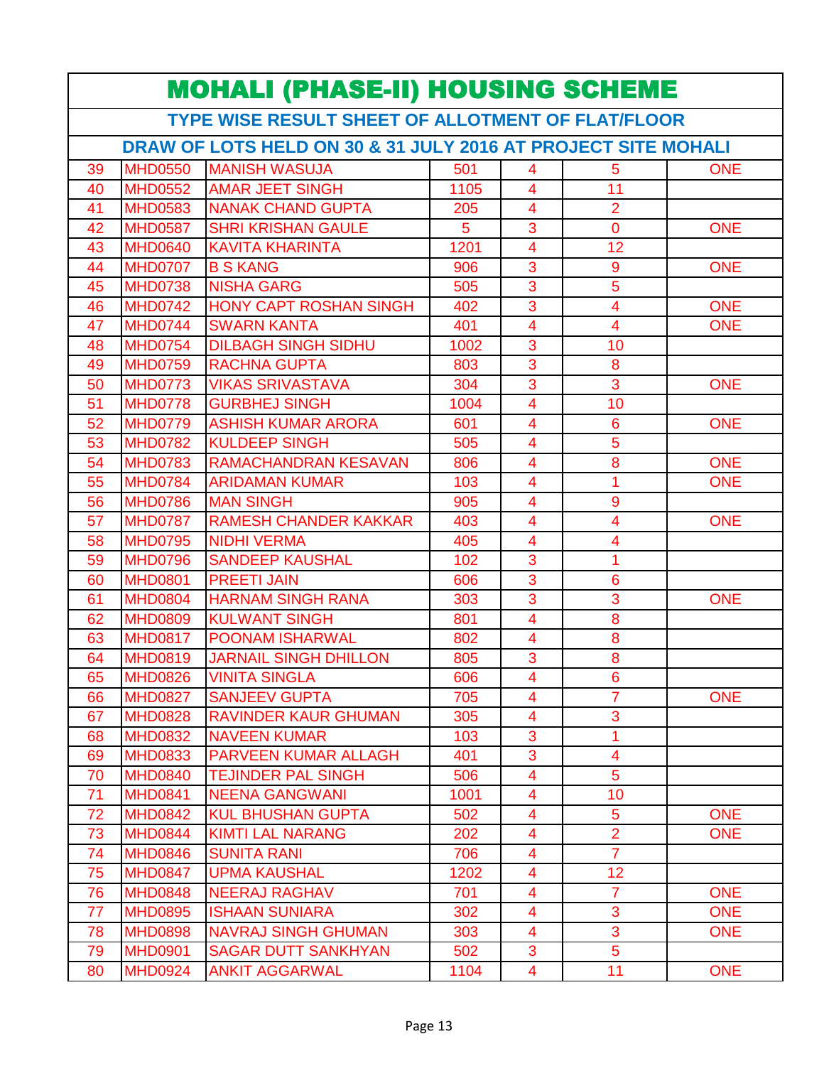# MOHALI (PHASE-II) HOUSING SCHEME

## TYPE WISE RESULT SHEET OF ALLOTMENT OF FLAT/FLOOR

## DRAW OF LOTS HELD ON 30 & 31 JULY 2016 AT PROJECT SITE MOHALI

| | | | | | | |
|---|---|---|---|---|---|---|
| 39 | MHD0550 | MANISH WASUJA | 501 | 4 | 5 | ONE |
| 40 | MHD0552 | AMAR JEET SINGH | 1105 | 4 | 11 | |
| 41 | MHD0583 | NANAK CHAND GUPTA | 205 | 4 | 2 | |
| 42 | MHD0587 | SHRI KRISHAN GAULE | 5 | 3 | 0 | ONE |
| 43 | MHD0640 | KAVITA KHARINTA | 1201 | 4 | 12 | |
| 44 | MHD0707 | B S KANG | 906 | 3 | 9 | ONE |
| 45 | MHD0738 | NISHA GARG | 505 | 3 | 5 | |
| 46 | MHD0742 | HONY CAPT ROSHAN SINGH | 402 | 3 | 4 | ONE |
| 47 | MHD0744 | SWARN KANTA | 401 | 4 | 4 | ONE |
| 48 | MHD0754 | DILBAGH SINGH SIDHU | 1002 | 3 | 10 | |
| 49 | MHD0759 | RACHNA GUPTA | 803 | 3 | 8 | |
| 50 | MHD0773 | VIKAS SRIVASTAVA | 304 | 3 | 3 | ONE |
| 51 | MHD0778 | GURBHEJ SINGH | 1004 | 4 | 10 | |
| 52 | MHD0779 | ASHISH KUMAR ARORA | 601 | 4 | 6 | ONE |
| 53 | MHD0782 | KULDEEP SINGH | 505 | 4 | 5 | |
| 54 | MHD0783 | RAMACHANDRAN KESAVAN | 806 | 4 | 8 | ONE |
| 55 | MHD0784 | ARIDAMAN KUMAR | 103 | 4 | 1 | ONE |
| 56 | MHD0786 | MAN SINGH | 905 | 4 | 9 | |
| 57 | MHD0787 | RAMESH CHANDER KAKKAR | 403 | 4 | 4 | ONE |
| 58 | MHD0795 | NIDHI VERMA | 405 | 4 | 4 | |
| 59 | MHD0796 | SANDEEP KAUSHAL | 102 | 3 | 1 | |
| 60 | MHD0801 | PREETI JAIN | 606 | 3 | 6 | |
| 61 | MHD0804 | HARNAM SINGH RANA | 303 | 3 | 3 | ONE |
| 62 | MHD0809 | KULWANT SINGH | 801 | 4 | 8 | |
| 63 | MHD0817 | POONAM ISHARWAL | 802 | 4 | 8 | |
| 64 | MHD0819 | JARNAIL SINGH DHILLON | 805 | 3 | 8 | |
| 65 | MHD0826 | VINITA SINGLA | 606 | 4 | 6 | |
| 66 | MHD0827 | SANJEEV GUPTA | 705 | 4 | 7 | ONE |
| 67 | MHD0828 | RAVINDER KAUR GHUMAN | 305 | 4 | 3 | |
| 68 | MHD0832 | NAVEEN KUMAR | 103 | 3 | 1 | |
| 69 | MHD0833 | PARVEEN KUMAR ALLAGH | 401 | 3 | 4 | |
| 70 | MHD0840 | TEJINDER PAL SINGH | 506 | 4 | 5 | |
| 71 | MHD0841 | NEENA GANGWANI | 1001 | 4 | 10 | |
| 72 | MHD0842 | KUL BHUSHAN GUPTA | 502 | 4 | 5 | ONE |
| 73 | MHD0844 | KIMTI LAL NARANG | 202 | 4 | 2 | ONE |
| 74 | MHD0846 | SUNITA RANI | 706 | 4 | 7 | |
| 75 | MHD0847 | UPMA KAUSHAL | 1202 | 4 | 12 | |
| 76 | MHD0848 | NEERAJ RAGHAV | 701 | 4 | 7 | ONE |
| 77 | MHD0895 | ISHAAN SUNIARA | 302 | 4 | 3 | ONE |
| 78 | MHD0898 | NAVRAJ SINGH GHUMAN | 303 | 4 | 3 | ONE |
| 79 | MHD0901 | SAGAR DUTT SANKHYAN | 502 | 3 | 5 | |
| 80 | MHD0924 | ANKIT AGGARWAL | 1104 | 4 | 11 | ONE |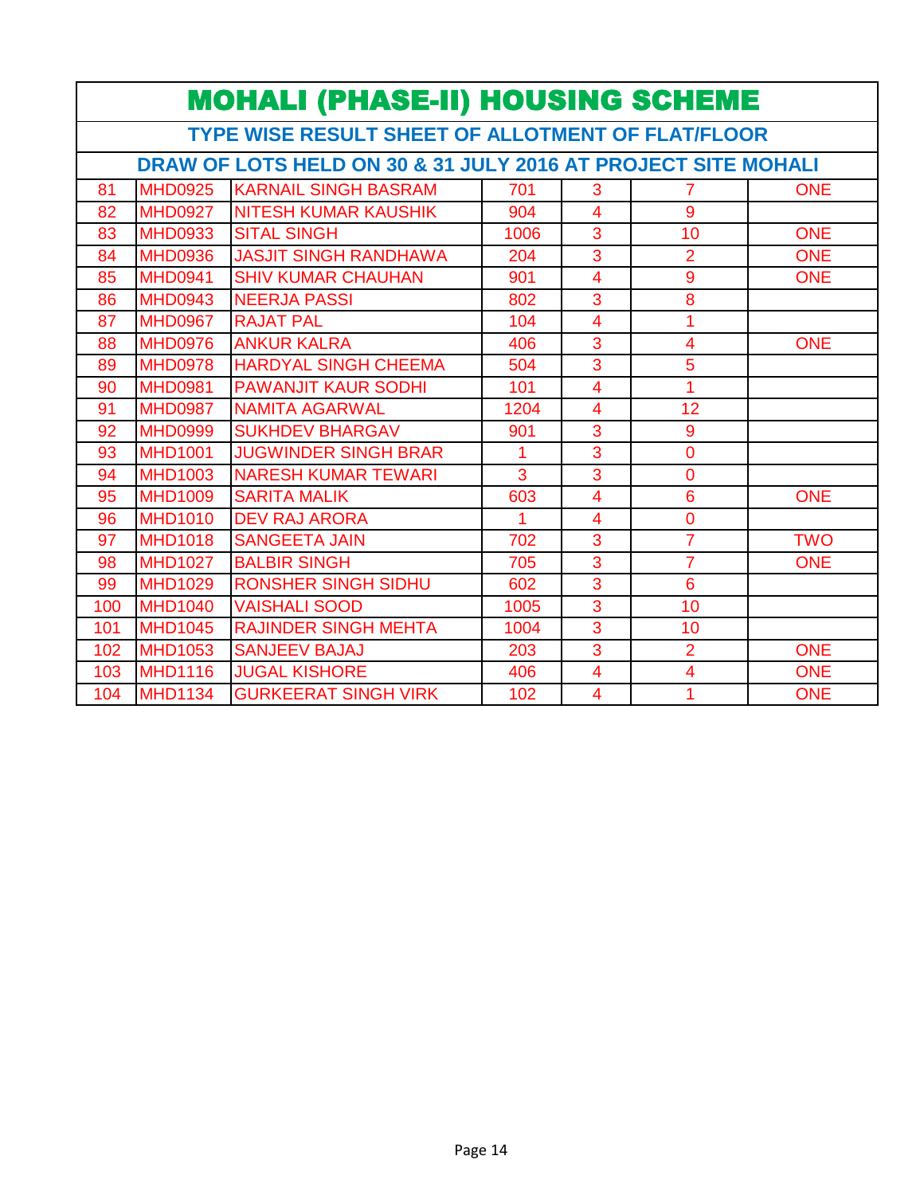# MOHALI (PHASE-II) HOUSING SCHEME

## TYPE WISE RESULT SHEET OF ALLOTMENT OF FLAT/FLOOR

### DRAW OF LOTS HELD ON 30 & 31 JULY 2016 AT PROJECT SITE MOHALI

| | | | | | | |
|---|---|---|---|---|---|---|
| 81 | MHD0925 | KARNAIL SINGH BASRAM | 701 | 3 | 7 | ONE |
| 82 | MHD0927 | NITESH KUMAR KAUSHIK | 904 | 4 | 9 | |
| 83 | MHD0933 | SITAL SINGH | 1006 | 3 | 10 | ONE |
| 84 | MHD0936 | JASJIT SINGH RANDHAWA | 204 | 3 | 2 | ONE |
| 85 | MHD0941 | SHIV KUMAR CHAUHAN | 901 | 4 | 9 | ONE |
| 86 | MHD0943 | NEERJA PASSI | 802 | 3 | 8 | |
| 87 | MHD0967 | RAJAT PAL | 104 | 4 | 1 | |
| 88 | MHD0976 | ANKUR KALRA | 406 | 3 | 4 | ONE |
| 89 | MHD0978 | HARDYAL SINGH CHEEMA | 504 | 3 | 5 | |
| 90 | MHD0981 | PAWANJIT KAUR SODHI | 101 | 4 | 1 | |
| 91 | MHD0987 | NAMITA AGARWAL | 1204 | 4 | 12 | |
| 92 | MHD0999 | SUKHDEV BHARGAV | 901 | 3 | 9 | |
| 93 | MHD1001 | JUGWINDER SINGH BRAR | 1 | 3 | 0 | |
| 94 | MHD1003 | NARESH KUMAR TEWARI | 3 | 3 | 0 | |
| 95 | MHD1009 | SARITA MALIK | 603 | 4 | 6 | ONE |
| 96 | MHD1010 | DEV RAJ ARORA | 1 | 4 | 0 | |
| 97 | MHD1018 | SANGEETA JAIN | 702 | 3 | 7 | TWO |
| 98 | MHD1027 | BALBIR SINGH | 705 | 3 | 7 | ONE |
| 99 | MHD1029 | RONSHER SINGH SIDHU | 602 | 3 | 6 | |
| 100 | MHD1040 | VAISHALI SOOD | 1005 | 3 | 10 | |
| 101 | MHD1045 | RAJINDER SINGH MEHTA | 1004 | 3 | 10 | |
| 102 | MHD1053 | SANJEEV BAJAJ | 203 | 3 | 2 | ONE |
| 103 | MHD1116 | JUGAL KISHORE | 406 | 4 | 4 | ONE |
| 104 | MHD1134 | GURKEERAT SINGH VIRK | 102 | 4 | 1 | ONE |